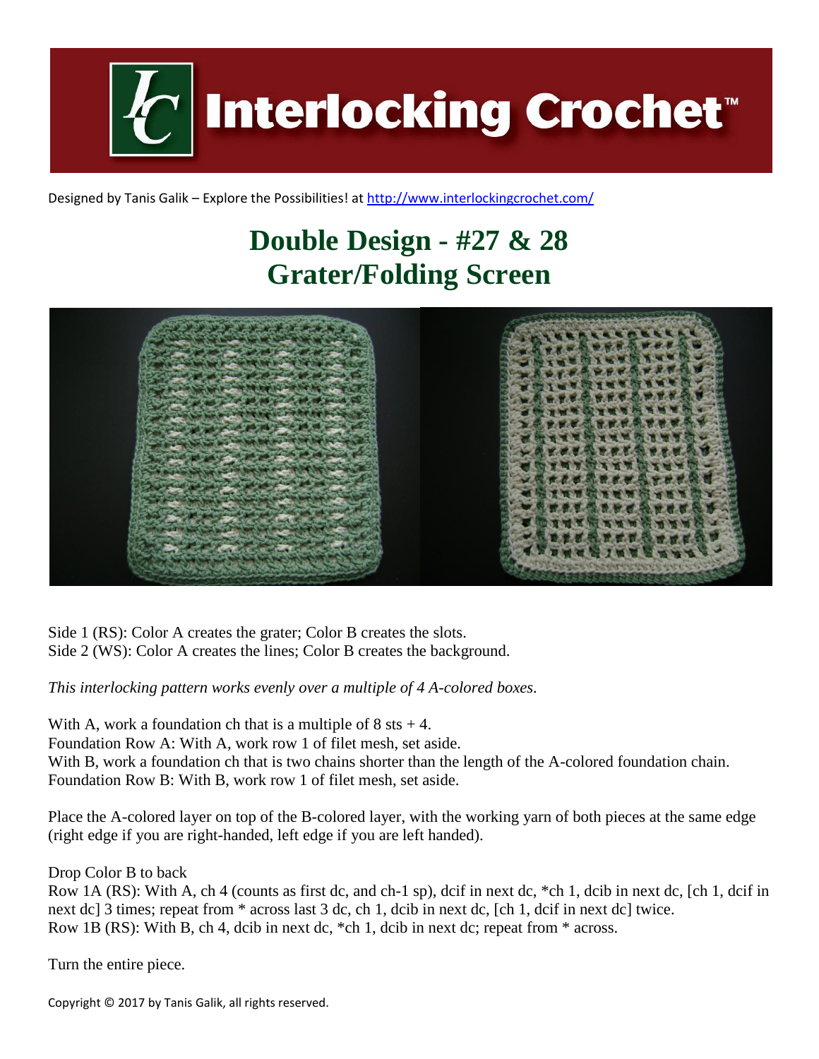Designed by Tanis Galik – Explore the Possibilities! at http://www.interlockingcrochet.com/

# Double Design - #27 & 28
# Grater/Folding Screen

Side 1 (RS): Color A creates the grater; Color B creates the slots.
Side 2 (WS): Color A creates the lines; Color B creates the background.

*This interlocking pattern works evenly over a multiple of 4 A-colored boxes.*

With A, work a foundation ch that is a multiple of 8 sts + 4.
Foundation Row A: With A, work row 1 of filet mesh, set aside.
With B, work a foundation ch that is two chains shorter than the length of the A-colored foundation chain.
Foundation Row B: With B, work row 1 of filet mesh, set aside.

Place the A-colored layer on top of the B-colored layer, with the working yarn of both pieces at the same edge (right edge if you are right-handed, left edge if you are left handed).

Drop Color B to back
Row 1A (RS): With A, ch 4 (counts as first dc, and ch-1 sp), dcif in next dc, *ch 1, dcib in next dc, [ch 1, dcif in next dc] 3 times; repeat from * across last 3 dc, ch 1, dcib in next dc, [ch 1, dcif in next dc] twice.
Row 1B (RS): With B, ch 4, dcib in next dc, *ch 1, dcib in next dc; repeat from * across.

Turn the entire piece.

Copyright © 2017 by Tanis Galik, all rights reserved.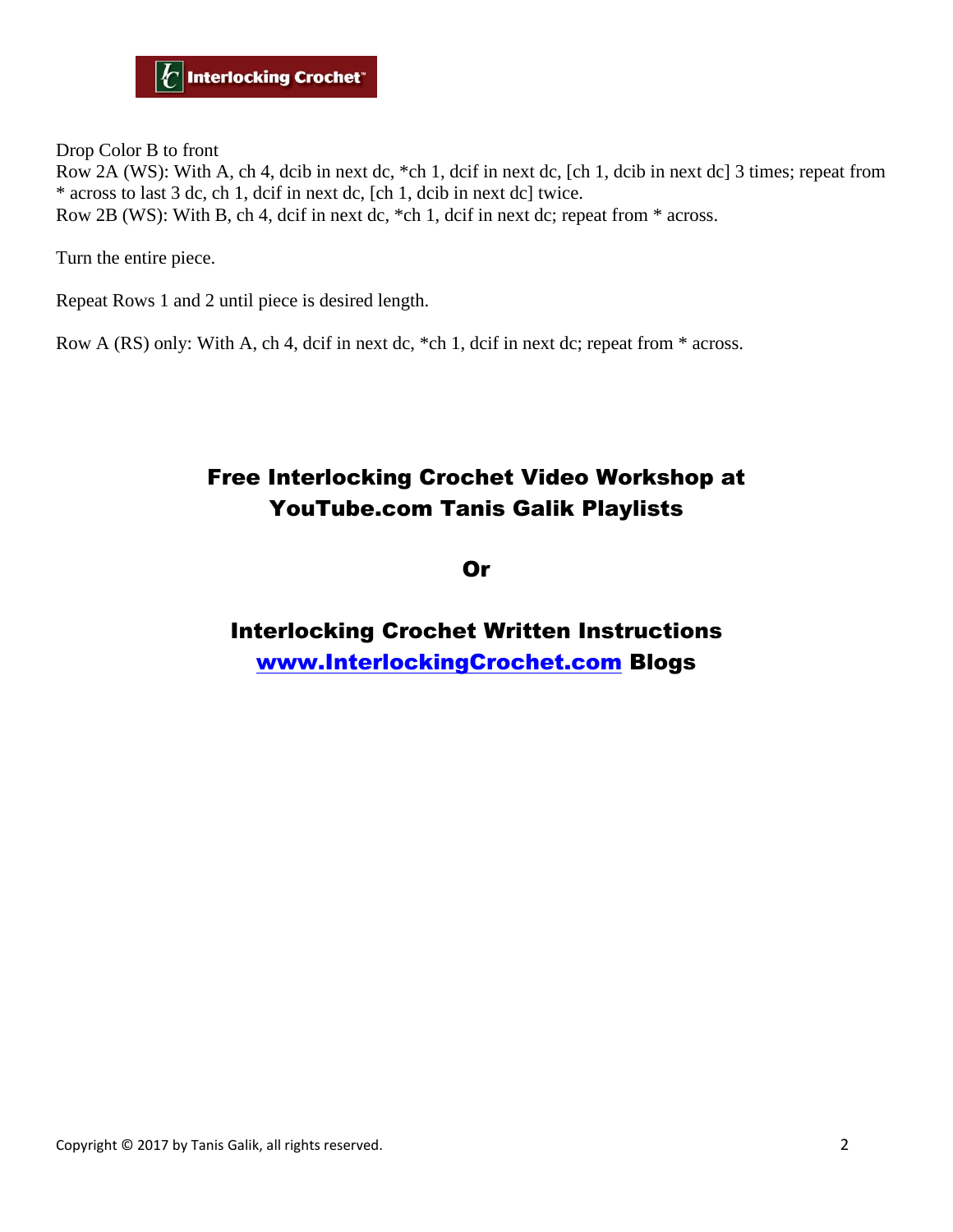Drop Color B to front

Row 2A (WS): With A, ch 4, dcib in next dc, *ch 1, dcif in next dc, [ch 1, dcib in next dc] 3 times; repeat from * across to last 3 dc, ch 1, dcif in next dc, [ch 1, dcib in next dc] twice.

Row 2B (WS): With B, ch 4, dcif in next dc, *ch 1, dcif in next dc; repeat from * across.

Turn the entire piece.

Repeat Rows 1 and 2 until piece is desired length.

Row A (RS) only: With A, ch 4, dcif in next dc, *ch 1, dcif in next dc; repeat from * across.

## Free Interlocking Crochet Video Workshop at YouTube.com Tanis Galik Playlists

## Or

## Interlocking Crochet Written Instructions [www.InterlockingCrochet.com](http://www.InterlockingCrochet.com) Blogs

Copyright © 2017 by Tanis Galik, all rights reserved.